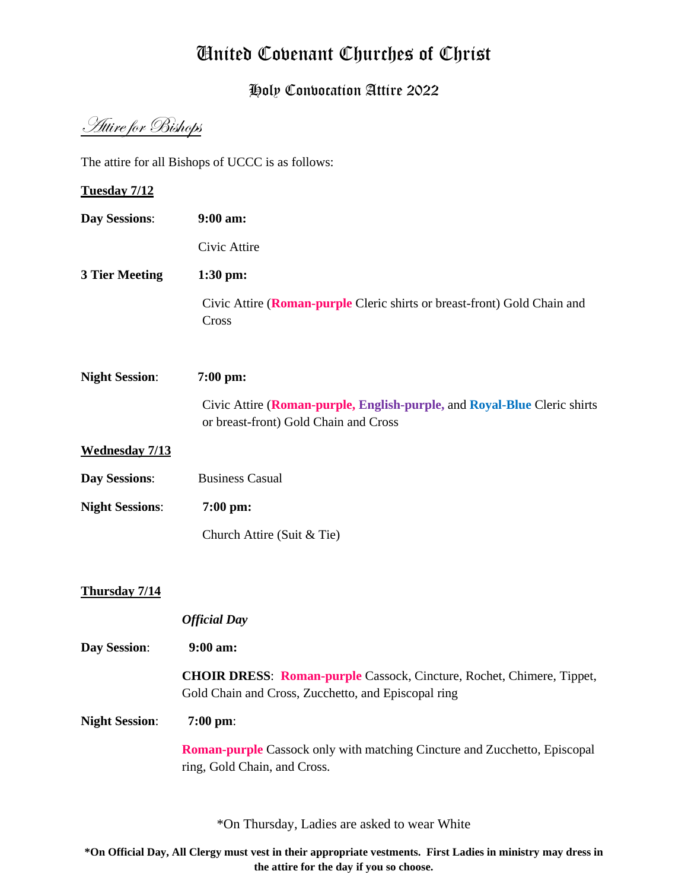# United Covenant Churches of Christ

## Holy Convocation Attire 2022

### *Attire for Bishops*

The attire for all Bishops of UCCC is as follows:

**Tuesday 7/12**

**Day Sessions**: **9:00 am:**

Civic Attire

**3 Tier Meeting** **1:30 pm:**

Civic Attire (**Roman-purple** Cleric shirts or breast-front) Gold Chain and Cross

**Night Session**: **7:00 pm:**

Civic Attire (**Roman-purple, English-purple,** and **Royal-Blue** Cleric shirts or breast-front) Gold Chain and Cross

**Wednesday 7/13**

**Day Sessions**: Business Casual

**Night Sessions**: **7:00 pm:**

Church Attire (Suit & Tie)

**Thursday 7/14**

***Official Day***

**Day Session**: **9:00 am:**

**CHOIR DRESS**: **Roman-purple** Cassock, Cincture, Rochet, Chimere, Tippet, Gold Chain and Cross, Zucchetto, and Episcopal ring

**Night Session**: **7:00 pm**:

**Roman-purple** Cassock only with matching Cincture and Zucchetto, Episcopal ring, Gold Chain, and Cross.

*On Thursday, Ladies are asked to wear White

**\*On Official Day, All Clergy must vest in their appropriate vestments. First Ladies in ministry may dress in the attire for the day if you so choose.**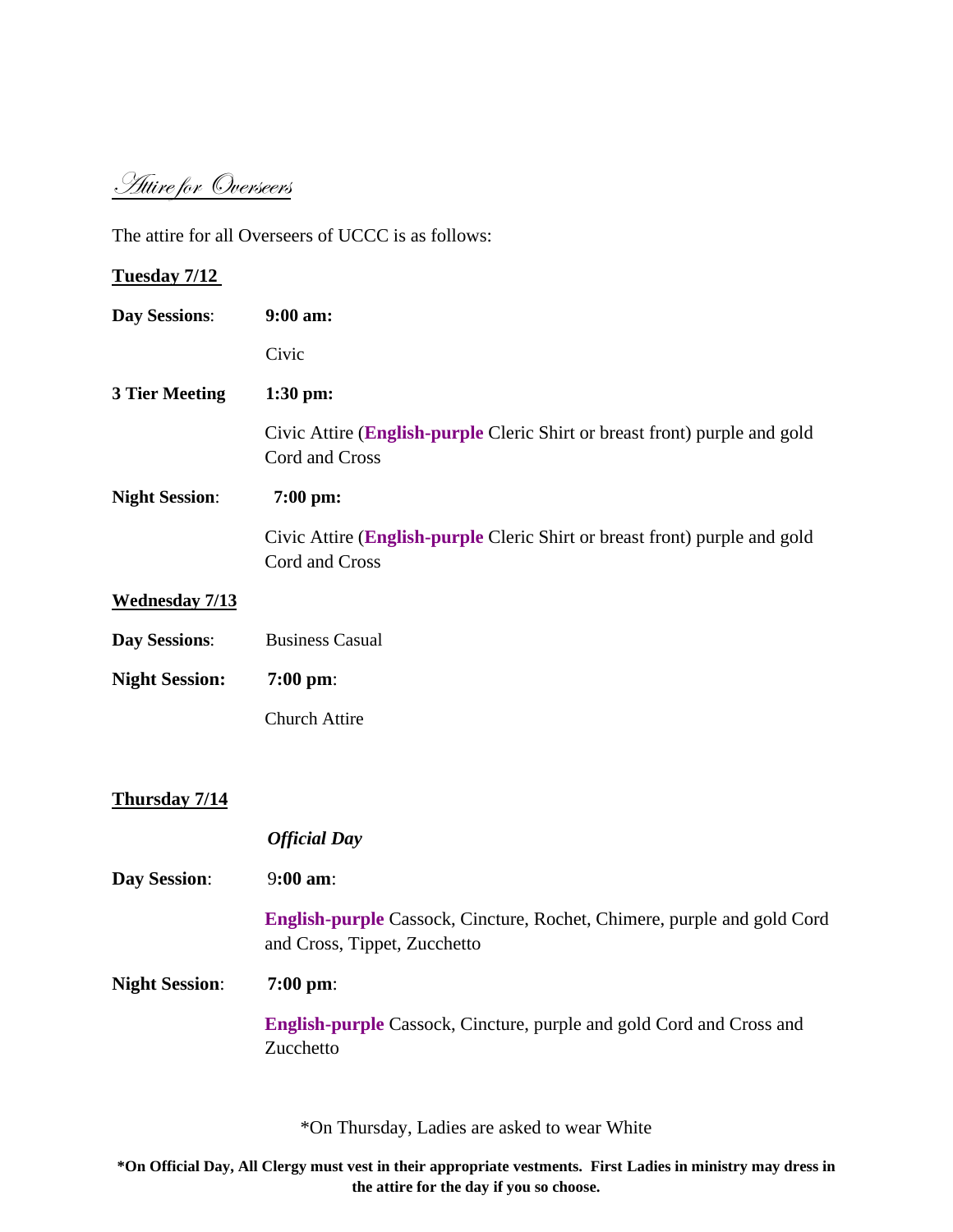# *Attire for Overseers*

The attire for all Overseers of UCCC is as follows:

**Tuesday 7/12**

**Day Sessions**: **9:00 am:**

Civic

**3 Tier Meeting** **1:30 pm:**

Civic Attire (**English-purple** Cleric Shirt or breast front) purple and gold Cord and Cross

**Night Session**: **7:00 pm:**

Civic Attire (**English-purple** Cleric Shirt or breast front) purple and gold Cord and Cross

**Wednesday 7/13**

**Day Sessions**: Business Casual

**Night Session:** **7:00 pm**:

Church Attire

**Thursday 7/14**

***Official Day***

**Day Session**: 9**:00 am**:

**English-purple** Cassock, Cincture, Rochet, Chimere, purple and gold Cord and Cross, Tippet, Zucchetto

**Night Session**: **7:00 pm**:

**English-purple** Cassock, Cincture, purple and gold Cord and Cross and Zucchetto

*On Thursday, Ladies are asked to wear White

**\*On Official Day, All Clergy must vest in their appropriate vestments. First Ladies in ministry may dress in the attire for the day if you so choose.**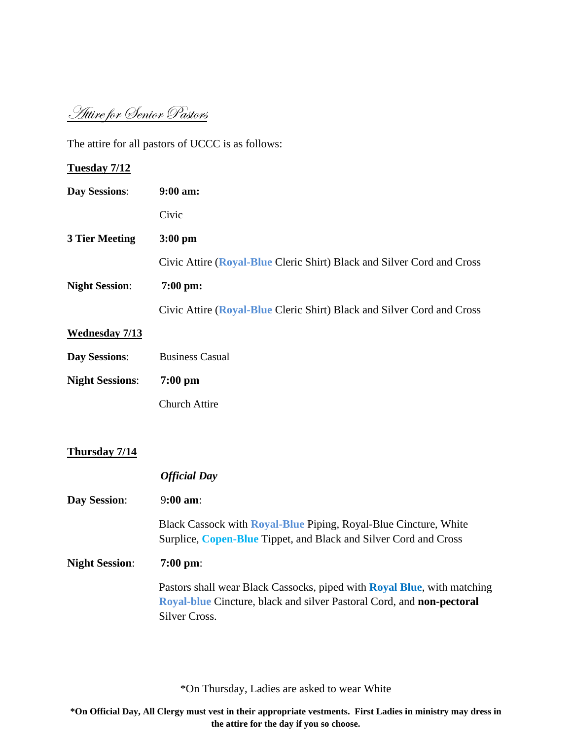## Attire for Senior Pastors

The attire for all pastors of UCCC is as follows:

**Tuesday 7/12**

**Day Sessions**: **9:00 am:**

Civic

**3 Tier Meeting** **3:00 pm**

Civic Attire (**Royal-Blue** Cleric Shirt) Black and Silver Cord and Cross

**Night Session**: **7:00 pm:**

Civic Attire (**Royal-Blue** Cleric Shirt) Black and Silver Cord and Cross

**Wednesday 7/13**

**Day Sessions**: Business Casual

**Night Sessions**: **7:00 pm**

Church Attire

**Thursday 7/14**

***Official Day***

**Day Session**: **9:00 am**:

Black Cassock with **Royal-Blue** Piping, Royal-Blue Cincture, White Surplice, **Copen-Blue** Tippet, and Black and Silver Cord and Cross

**Night Session**: **7:00 pm**:

Pastors shall wear Black Cassocks, piped with **Royal Blue**, with matching **Royal-blue** Cincture, black and silver Pastoral Cord, and **non-pectoral** Silver Cross.

*On Thursday, Ladies are asked to wear White

***On Official Day, All Clergy must vest in their appropriate vestments. First Ladies in ministry may dress in the attire for the day if you so choose.**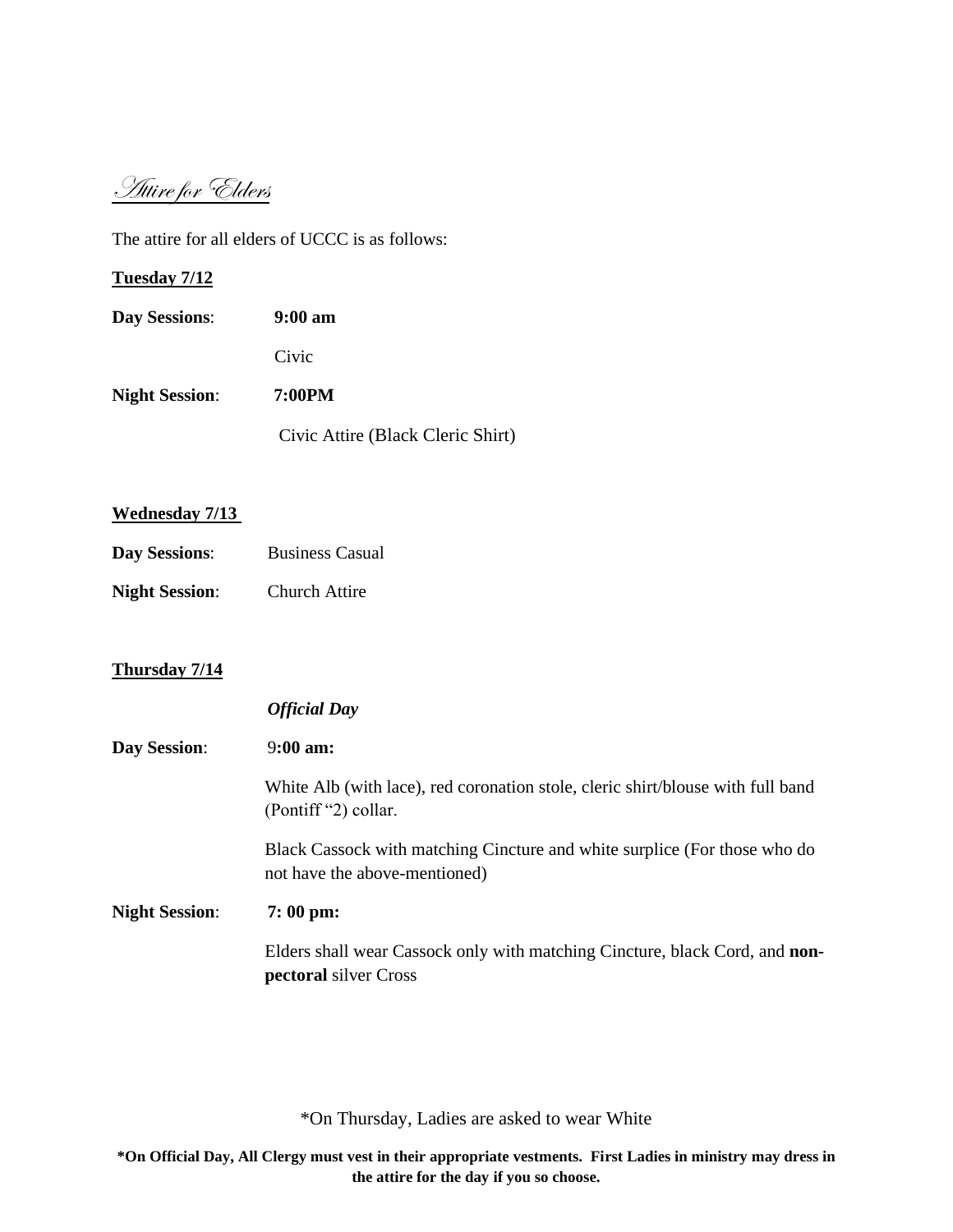# Attire for Elders

The attire for all elders of UCCC is as follows:

**Tuesday 7/12**

**Day Sessions**: **9:00 am**

Civic

**Night Session**: **7:00PM**

Civic Attire (Black Cleric Shirt)

**Wednesday 7/13**

**Day Sessions**: Business Casual

**Night Session**: Church Attire

**Thursday 7/14**

***Official Day***

**Day Session**: 9**:00 am:**

White Alb (with lace), red coronation stole, cleric shirt/blouse with full band (Pontiff "2) collar.

Black Cassock with matching Cincture and white surplice (For those who do not have the above-mentioned)

**Night Session**: **7: 00 pm:**

Elders shall wear Cassock only with matching Cincture, black Cord, and **non-pectoral** silver Cross

*On Thursday, Ladies are asked to wear White

**\*On Official Day, All Clergy must vest in their appropriate vestments. First Ladies in ministry may dress in the attire for the day if you so choose.**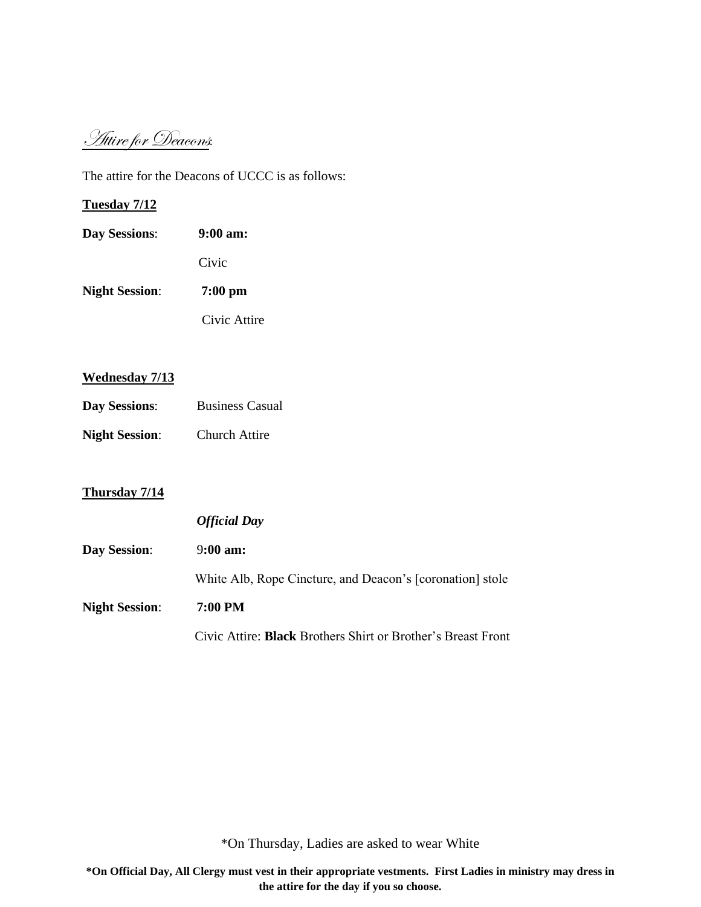## Attire for Deacons:

The attire for the Deacons of UCCC is as follows:

**Tuesday 7/12**

**Day Sessions**: **9:00 am:**

Civic

**Night Session**: **7:00 pm**

Civic Attire

**Wednesday 7/13**

**Day Sessions**: Business Casual

**Night Session**: Church Attire

**Thursday 7/14**

***Official Day***

**Day Session**: 9**:00 am:**

White Alb, Rope Cincture, and Deacon's [coronation] stole

**Night Session**: **7:00 PM**

Civic Attire: **Black** Brothers Shirt or Brother's Breast Front

*On Thursday, Ladies are asked to wear White

***On Official Day, All Clergy must vest in their appropriate vestments. First Ladies in ministry may dress in the attire for the day if you so choose.**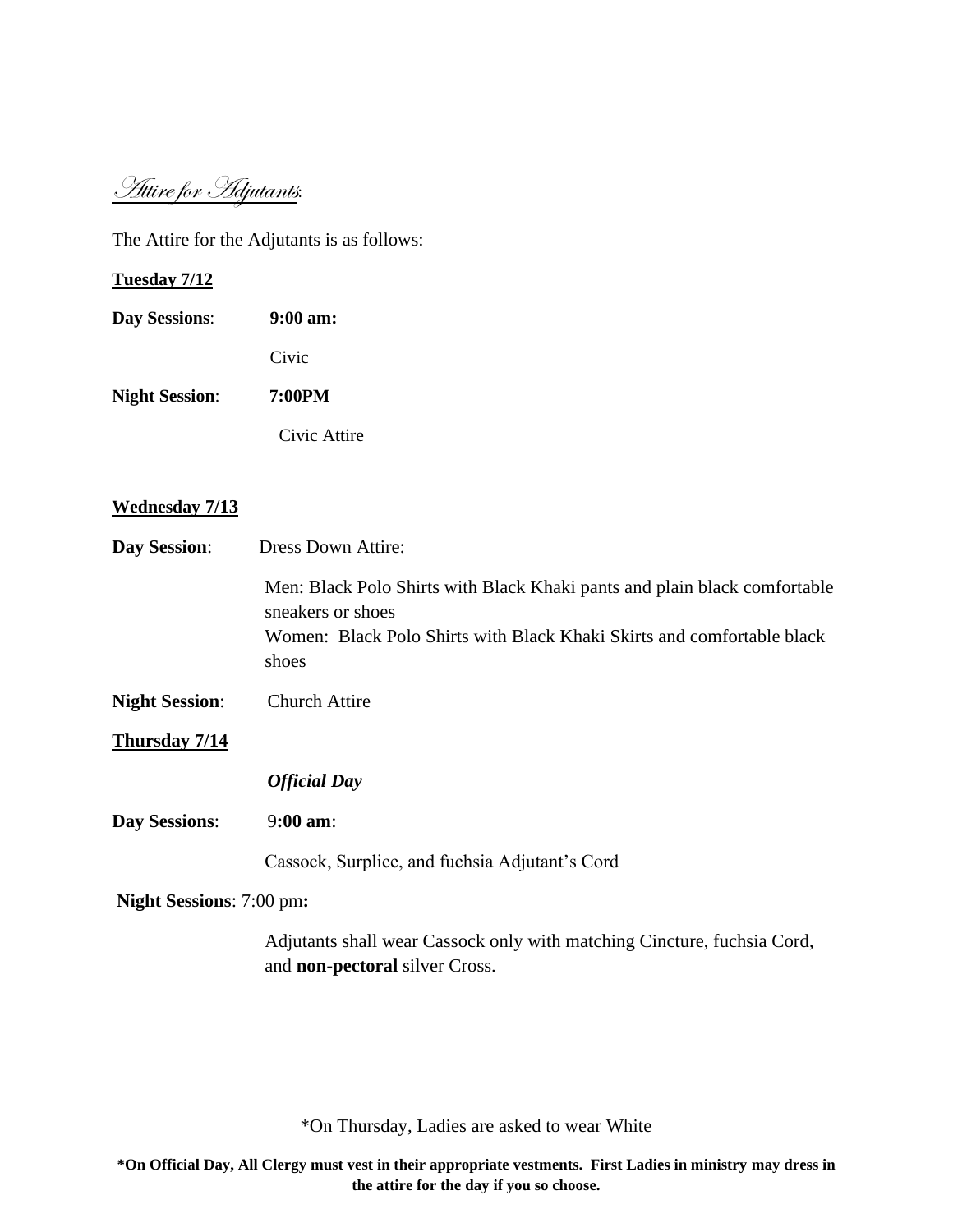## *Attire for Adjutants*:

The Attire for the Adjutants is as follows:

**Tuesday 7/12**

**Day Sessions**: **9:00 am:**

Civic

**Night Session**: **7:00PM**

Civic Attire

**Wednesday 7/13**

**Day Session**: Dress Down Attire:

Men: Black Polo Shirts with Black Khaki pants and plain black comfortable sneakers or shoes
Women: Black Polo Shirts with Black Khaki Skirts and comfortable black shoes

**Night Session**: Church Attire

**Thursday 7/14**

***Official Day***

**Day Sessions**: 9**:00 am**:

Cassock, Surplice, and fuchsia Adjutant's Cord

**Night Sessions**: 7:00 pm**:**

Adjutants shall wear Cassock only with matching Cincture, fuchsia Cord, and **non-pectoral** silver Cross.

*On Thursday, Ladies are asked to wear White

***On Official Day, All Clergy must vest in their appropriate vestments. First Ladies in ministry may dress in the attire for the day if you so choose.**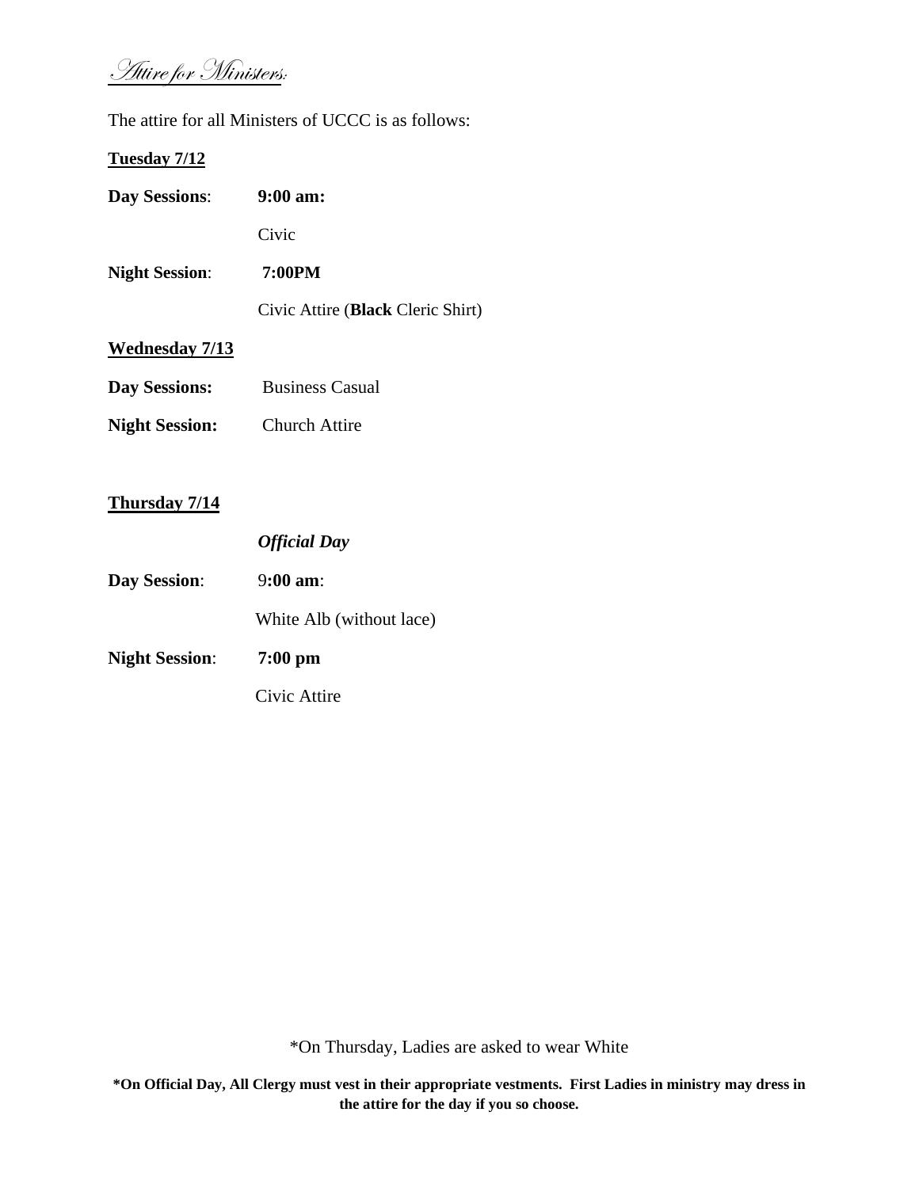## *Attire for Ministers:*

The attire for all Ministers of UCCC is as follows:

**Tuesday 7/12**

**Day Sessions**: **9:00 am:**

Civic

**Night Session**: **7:00PM**

Civic Attire (**Black** Cleric Shirt)

**Wednesday 7/13**

**Day Sessions:** Business Casual

**Night Session:** Church Attire

**Thursday 7/14**

***Official Day***

**Day Session**: 9**:00 am**:

White Alb (without lace)

**Night Session**: **7:00 pm**

Civic Attire

*On Thursday, Ladies are asked to wear White

***On Official Day, All Clergy must vest in their appropriate vestments. First Ladies in ministry may dress in the attire for the day if you so choose.**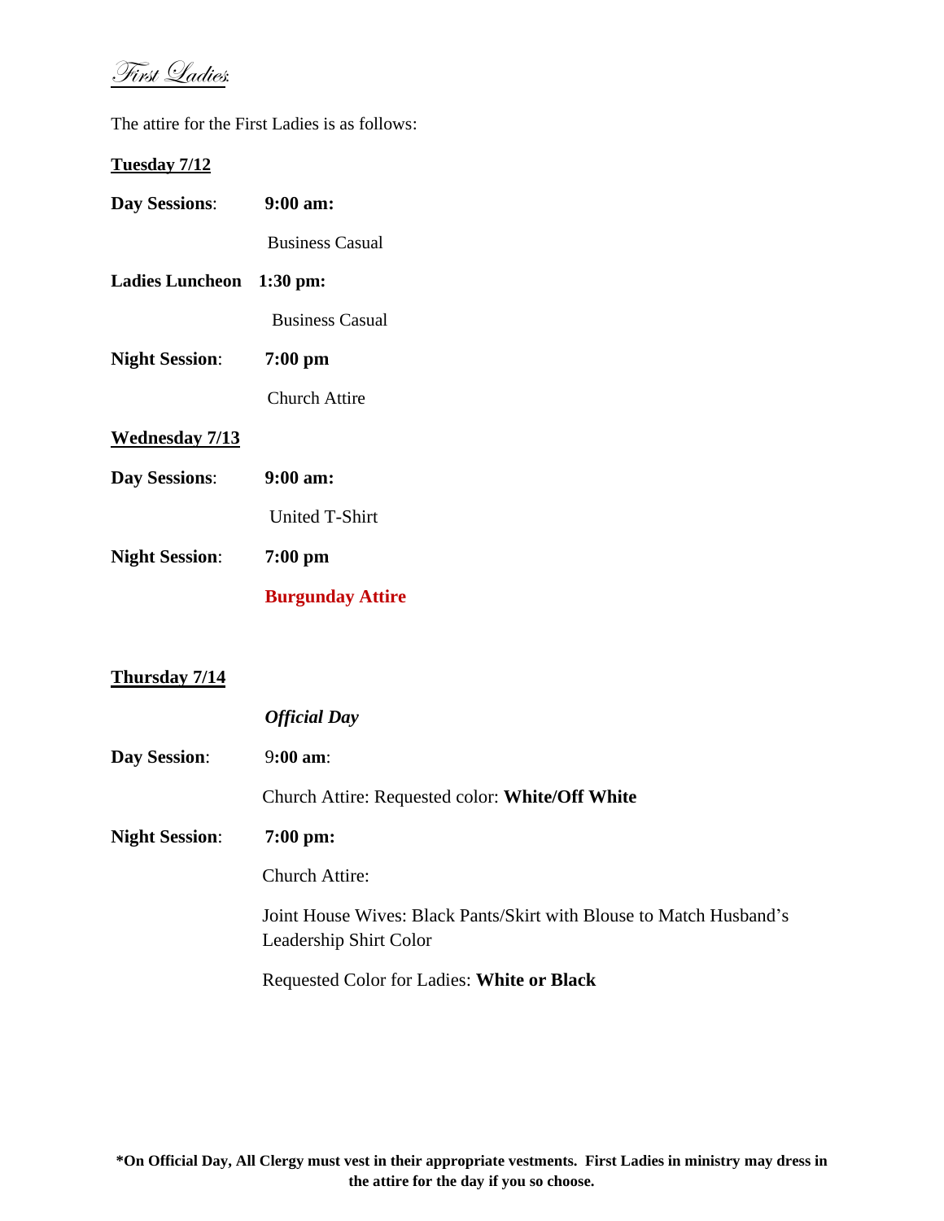*First Ladies:*

The attire for the First Ladies is as follows:

**Tuesday 7/12**

**Day Sessions**: **9:00 am:**

Business Casual

**Ladies Luncheon 1:30 pm:**

Business Casual

**Night Session**: **7:00 pm**

Church Attire

**Wednesday 7/13**

**Day Sessions**: **9:00 am:**

United T-Shirt

**Night Session**: **7:00 pm**

**Burgunday Attire**

**Thursday 7/14**

***Official Day***

**Day Session**: 9**:00 am**:

Church Attire: Requested color: **White/Off White**

**Night Session**: **7:00 pm:**

Church Attire:

Joint House Wives: Black Pants/Skirt with Blouse to Match Husband's Leadership Shirt Color

Requested Color for Ladies: **White or Black**

**\*On Official Day, All Clergy must vest in their appropriate vestments. First Ladies in ministry may dress in the attire for the day if you so choose.**